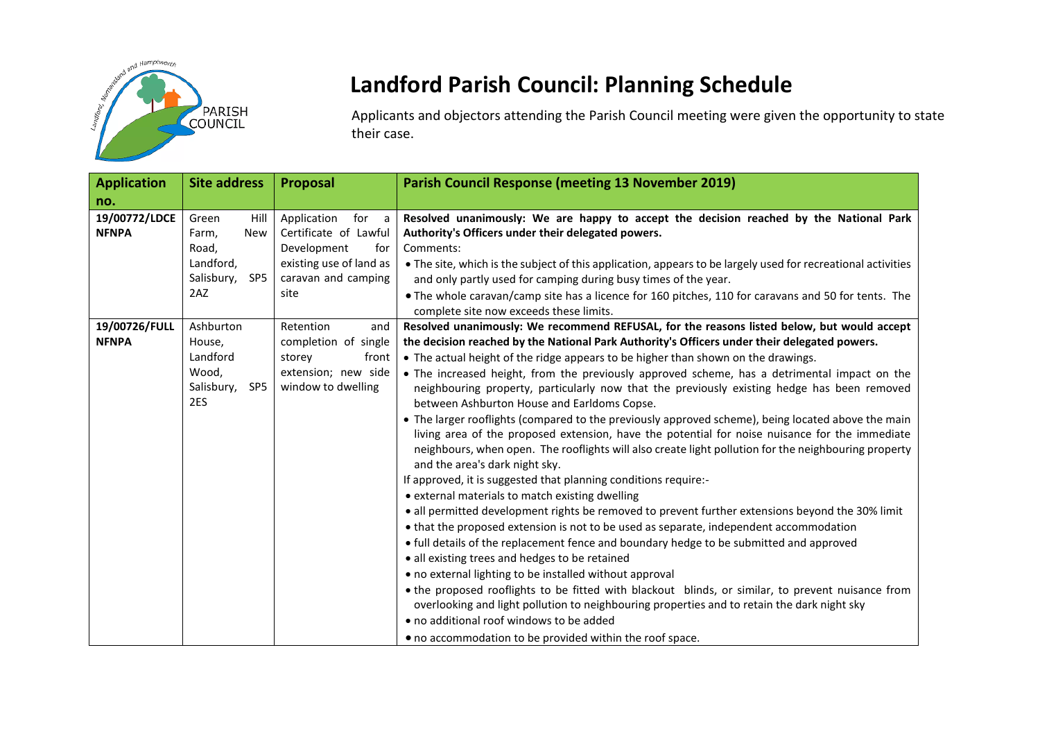# Landford Parish Council: Planning Schedule

Applicants and objectors attending the Parish Council meeting were given the opportunity to state their case.

| Application no. | Site address | Proposal | Parish Council Response (meeting 13 November 2019) |
|---|---|---|---|
| **19/00772/LDCE NFNPA** | Green Hill Farm, New Road, Landford, Salisbury, SP5 2AZ | Application for a Certificate of Lawful Development for existing use of land as caravan and camping site | **Resolved unanimously: We are happy to accept the decision reached by the National Park Authority's Officers under their delegated powers.**<br>Comments:<br>• The site, which is the subject of this application, appears to be largely used for recreational activities and only partly used for camping during busy times of the year.<br>• The whole caravan/camp site has a licence for 160 pitches, 110 for caravans and 50 for tents. The complete site now exceeds these limits. |
| **19/00726/FULL NFNPA** | Ashburton House, Landford Wood, Salisbury, SP5 2ES | Retention and completion of single storey front extension; new side window to dwelling | **Resolved unanimously: We recommend REFUSAL, for the reasons listed below, but would accept the decision reached by the National Park Authority's Officers under their delegated powers.**<br>• The actual height of the ridge appears to be higher than shown on the drawings.<br>• The increased height, from the previously approved scheme, has a detrimental impact on the neighbouring property, particularly now that the previously existing hedge has been removed between Ashburton House and Earldoms Copse.<br>• The larger rooflights (compared to the previously approved scheme), being located above the main living area of the proposed extension, have the potential for noise nuisance for the immediate neighbours, when open. The rooflights will also create light pollution for the neighbouring property and the area's dark night sky.<br>If approved, it is suggested that planning conditions require:-<br>• external materials to match existing dwelling<br>• all permitted development rights be removed to prevent further extensions beyond the 30% limit<br>• that the proposed extension is not to be used as separate, independent accommodation<br>• full details of the replacement fence and boundary hedge to be submitted and approved<br>• all existing trees and hedges to be retained<br>• no external lighting to be installed without approval<br>• the proposed rooflights to be fitted with blackout blinds, or similar, to prevent nuisance from overlooking and light pollution to neighbouring properties and to retain the dark night sky<br>• no additional roof windows to be added<br>• no accommodation to be provided within the roof space. |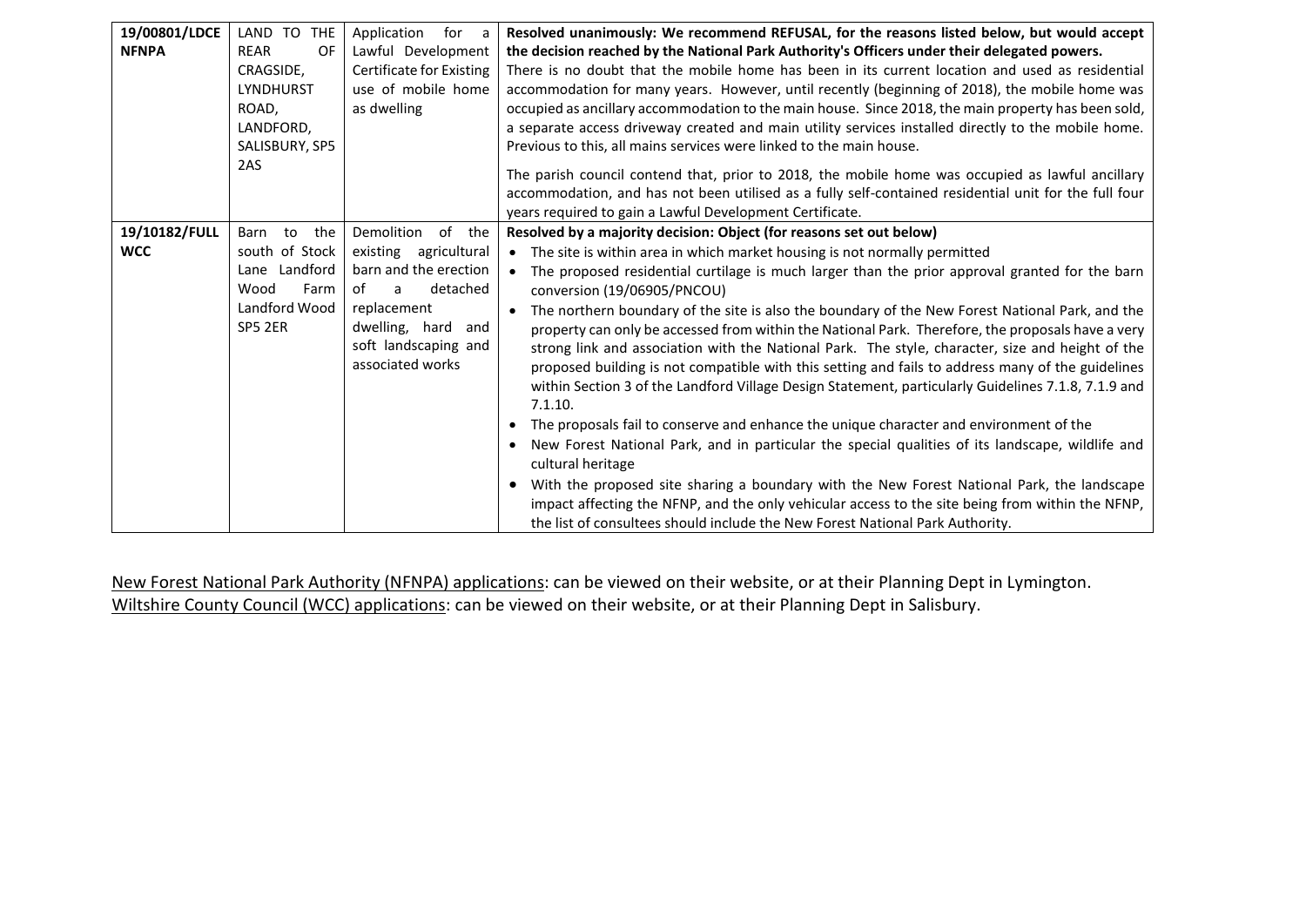| | | | |
|---|---|---|---|
| **19/00801/LDCE NFNPA** | LAND TO THE REAR OF CRAGSIDE, LYNDHURST ROAD, LANDFORD, SALISBURY, SP5 2AS | Application for a Lawful Development Certificate for Existing use of mobile home as dwelling | **Resolved unanimously: We recommend REFUSAL, for the reasons listed below, but would accept the decision reached by the National Park Authority's Officers under their delegated powers.**<br>There is no doubt that the mobile home has been in its current location and used as residential accommodation for many years. However, until recently (beginning of 2018), the mobile home was occupied as ancillary accommodation to the main house. Since 2018, the main property has been sold, a separate access driveway created and main utility services installed directly to the mobile home. Previous to this, all mains services were linked to the main house.<br><br>The parish council contend that, prior to 2018, the mobile home was occupied as lawful ancillary accommodation, and has not been utilised as a fully self-contained residential unit for the full four years required to gain a Lawful Development Certificate. |
| **19/10182/FULL WCC** | Barn to the south of Stock Lane Landford Wood Farm Landford Wood SP5 2ER | Demolition of the existing agricultural barn and the erection of a detached replacement dwelling, hard and soft landscaping and associated works | **Resolved by a majority decision: Object (for reasons set out below)**<br>• The site is within area in which market housing is not normally permitted<br>• The proposed residential curtilage is much larger than the prior approval granted for the barn conversion (19/06905/PNCOU)<br>• The northern boundary of the site is also the boundary of the New Forest National Park, and the property can only be accessed from within the National Park. Therefore, the proposals have a very strong link and association with the National Park. The style, character, size and height of the proposed building is not compatible with this setting and fails to address many of the guidelines within Section 3 of the Landford Village Design Statement, particularly Guidelines 7.1.8, 7.1.9 and 7.1.10.<br>• The proposals fail to conserve and enhance the unique character and environment of the<br>• New Forest National Park, and in particular the special qualities of its landscape, wildlife and cultural heritage<br>• With the proposed site sharing a boundary with the New Forest National Park, the landscape impact affecting the NFNP, and the only vehicular access to the site being from within the NFNP, the list of consultees should include the New Forest National Park Authority. |

<u>New Forest National Park Authority (NFNPA) applications</u>: can be viewed on their website, or at their Planning Dept in Lymington.
<u>Wiltshire County Council (WCC) applications</u>: can be viewed on their website, or at their Planning Dept in Salisbury.